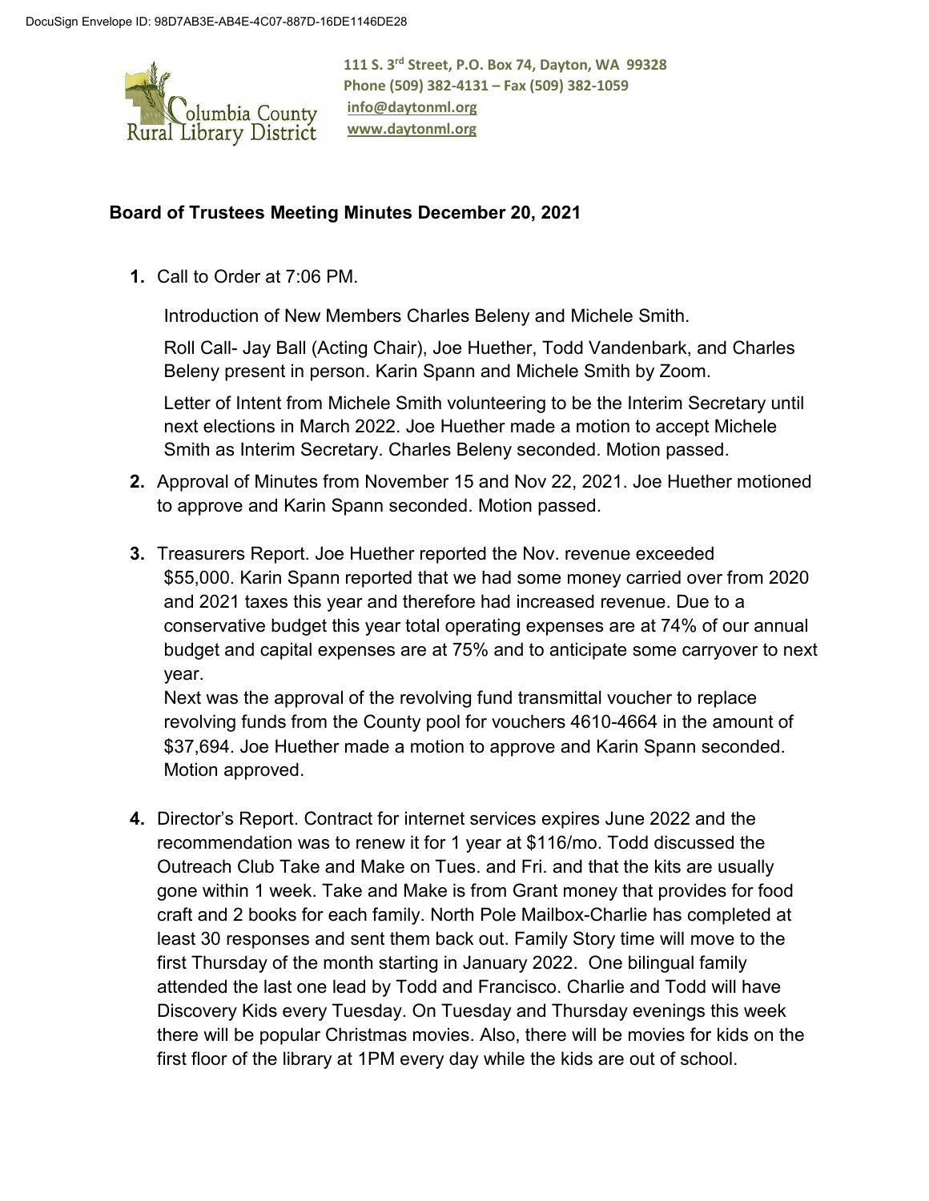DocuSign Envelope ID: 98D7AB3E-AB4E-4C07-887D-16DE1146DE28

Columbia County Rural Library District

**111 S. 3rd Street, P.O. Box 74, Dayton, WA 99328**
**Phone (509) 382-4131 – Fax (509) 382-1059**
**info@daytonml.org**
**www.daytonml.org**

## Board of Trustees Meeting Minutes December 20, 2021

1. Call to Order at 7:06 PM.

   Introduction of New Members Charles Beleny and Michele Smith.

   Roll Call- Jay Ball (Acting Chair), Joe Huether, Todd Vandenbark, and Charles Beleny present in person. Karin Spann and Michele Smith by Zoom.

   Letter of Intent from Michele Smith volunteering to be the Interim Secretary until next elections in March 2022. Joe Huether made a motion to accept Michele Smith as Interim Secretary. Charles Beleny seconded. Motion passed.

2. Approval of Minutes from November 15 and Nov 22, 2021. Joe Huether motioned to approve and Karin Spann seconded. Motion passed.

3. Treasurers Report. Joe Huether reported the Nov. revenue exceeded $55,000. Karin Spann reported that we had some money carried over from 2020 and 2021 taxes this year and therefore had increased revenue. Due to a conservative budget this year total operating expenses are at 74% of our annual budget and capital expenses are at 75% and to anticipate some carryover to next year.
   Next was the approval of the revolving fund transmittal voucher to replace revolving funds from the County pool for vouchers 4610-4664 in the amount of $37,694. Joe Huether made a motion to approve and Karin Spann seconded. Motion approved.

4. Director's Report. Contract for internet services expires June 2022 and the recommendation was to renew it for 1 year at $116/mo. Todd discussed the Outreach Club Take and Make on Tues. and Fri. and that the kits are usually gone within 1 week. Take and Make is from Grant money that provides for food craft and 2 books for each family. North Pole Mailbox-Charlie has completed at least 30 responses and sent them back out. Family Story time will move to the first Thursday of the month starting in January 2022. One bilingual family attended the last one lead by Todd and Francisco. Charlie and Todd will have Discovery Kids every Tuesday. On Tuesday and Thursday evenings this week there will be popular Christmas movies. Also, there will be movies for kids on the first floor of the library at 1PM every day while the kids are out of school.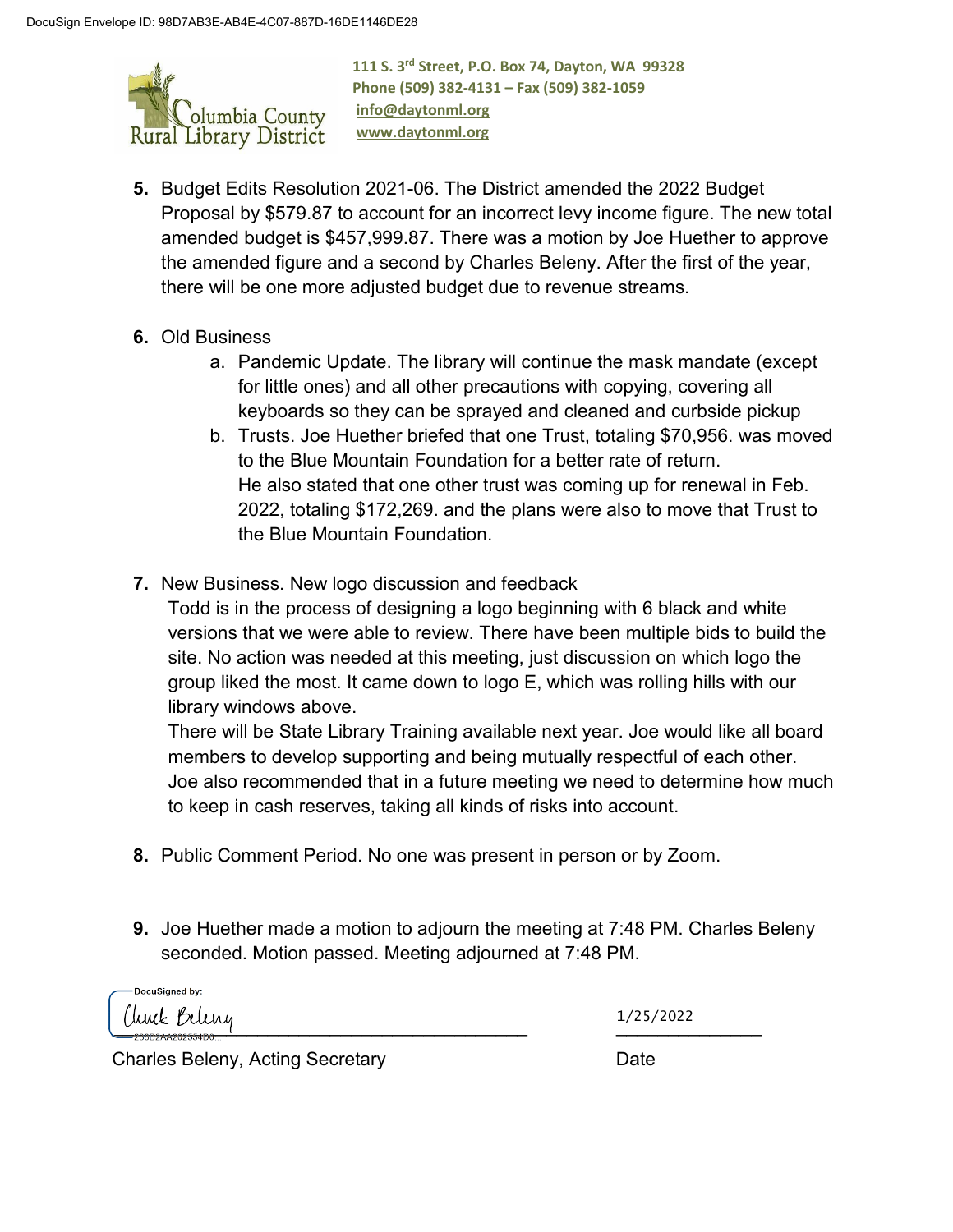5. Budget Edits Resolution 2021-06. The District amended the 2022 Budget Proposal by $579.87 to account for an incorrect levy income figure. The new total amended budget is $457,999.87. There was a motion by Joe Huether to approve the amended figure and a second by Charles Beleny. After the first of the year, there will be one more adjusted budget due to revenue streams.

6. Old Business
   a. Pandemic Update. The library will continue the mask mandate (except for little ones) and all other precautions with copying, covering all keyboards so they can be sprayed and cleaned and curbside pickup
   b. Trusts. Joe Huether briefed that one Trust, totaling $70,956. was moved to the Blue Mountain Foundation for a better rate of return.
      He also stated that one other trust was coming up for renewal in Feb. 2022, totaling $172,269. and the plans were also to move that Trust to the Blue Mountain Foundation.

7. New Business. New logo discussion and feedback
   Todd is in the process of designing a logo beginning with 6 black and white versions that we were able to review. There have been multiple bids to build the site. No action was needed at this meeting, just discussion on which logo the group liked the most. It came down to logo E, which was rolling hills with our library windows above.
   There will be State Library Training available next year. Joe would like all board members to develop supporting and being mutually respectful of each other.
   Joe also recommended that in a future meeting we need to determine how much to keep in cash reserves, taking all kinds of risks into account.

8. Public Comment Period. No one was present in person or by Zoom.

9. Joe Huether made a motion to adjourn the meeting at 7:48 PM. Charles Beleny seconded. Motion passed. Meeting adjourned at 7:48 PM.

DocuSigned by:
Chuck Beleny
23882AA20255450...

Charles Beleny, Acting Secretary

1/25/2022

Date